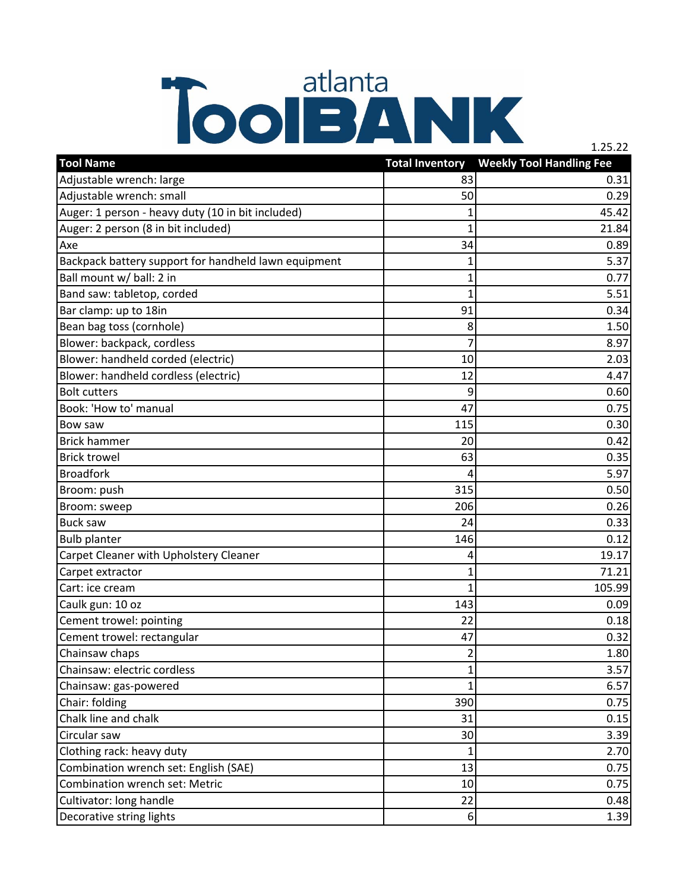# atlanta ToolBANK

1.25.22

| Tool Name | Total Inventory | Weekly Tool Handling Fee |
|---|---|---|
| Adjustable wrench: large | 83 | 0.31 |
| Adjustable wrench: small | 50 | 0.29 |
| Auger: 1 person - heavy duty (10 in bit included) | 1 | 45.42 |
| Auger: 2 person (8 in bit included) | 1 | 21.84 |
| Axe | 34 | 0.89 |
| Backpack battery support for handheld lawn equipment | 1 | 5.37 |
| Ball mount w/ ball: 2 in | 1 | 0.77 |
| Band saw: tabletop, corded | 1 | 5.51 |
| Bar clamp: up to 18in | 91 | 0.34 |
| Bean bag toss (cornhole) | 8 | 1.50 |
| Blower: backpack, cordless | 7 | 8.97 |
| Blower: handheld corded (electric) | 10 | 2.03 |
| Blower: handheld cordless (electric) | 12 | 4.47 |
| Bolt cutters | 9 | 0.60 |
| Book: 'How to' manual | 47 | 0.75 |
| Bow saw | 115 | 0.30 |
| Brick hammer | 20 | 0.42 |
| Brick trowel | 63 | 0.35 |
| Broadfork | 4 | 5.97 |
| Broom: push | 315 | 0.50 |
| Broom: sweep | 206 | 0.26 |
| Buck saw | 24 | 0.33 |
| Bulb planter | 146 | 0.12 |
| Carpet Cleaner with Upholstery Cleaner | 4 | 19.17 |
| Carpet extractor | 1 | 71.21 |
| Cart: ice cream | 1 | 105.99 |
| Caulk gun: 10 oz | 143 | 0.09 |
| Cement trowel: pointing | 22 | 0.18 |
| Cement trowel: rectangular | 47 | 0.32 |
| Chainsaw chaps | 2 | 1.80 |
| Chainsaw: electric cordless | 1 | 3.57 |
| Chainsaw: gas-powered | 1 | 6.57 |
| Chair: folding | 390 | 0.75 |
| Chalk line and chalk | 31 | 0.15 |
| Circular saw | 30 | 3.39 |
| Clothing rack: heavy duty | 1 | 2.70 |
| Combination wrench set: English (SAE) | 13 | 0.75 |
| Combination wrench set: Metric | 10 | 0.75 |
| Cultivator: long handle | 22 | 0.48 |
| Decorative string lights | 6 | 1.39 |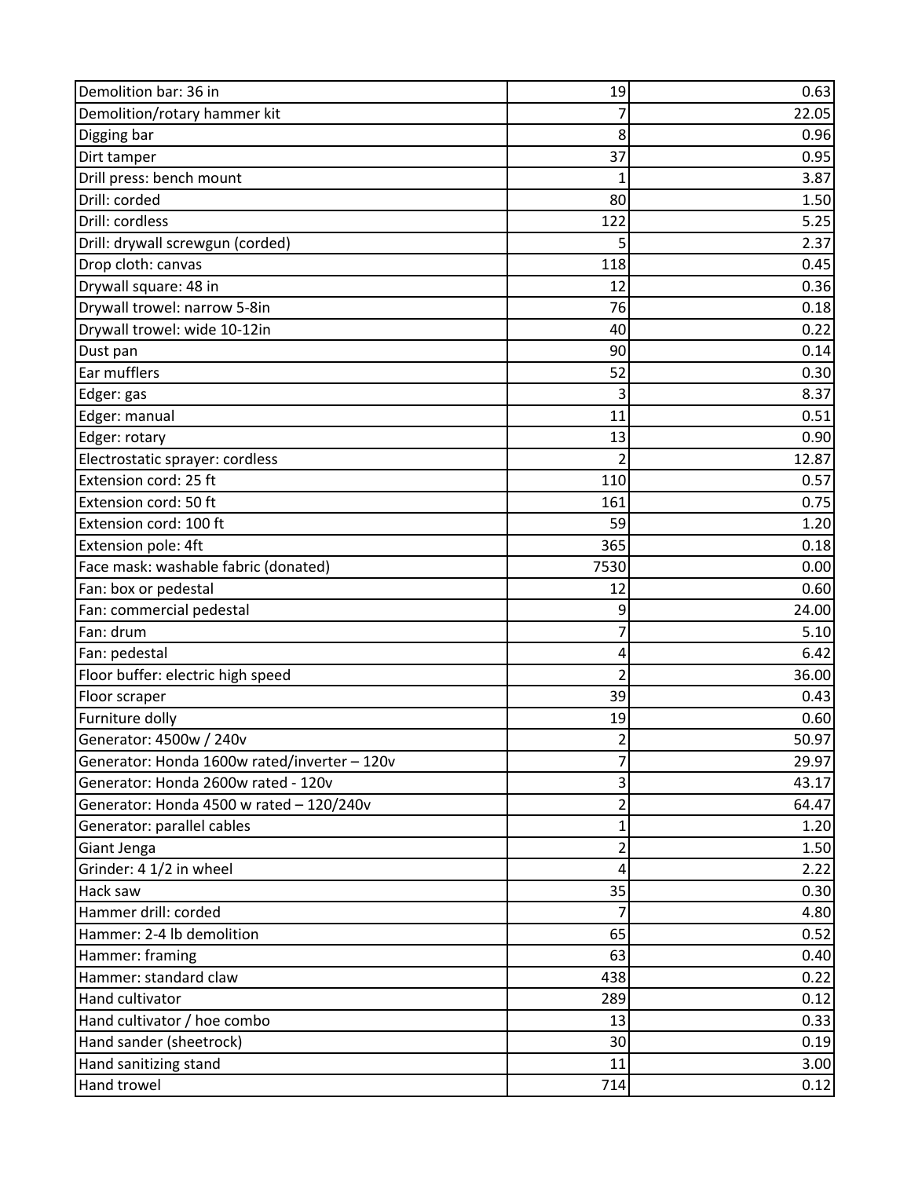| | | |
|---|---|---|
| Demolition bar: 36 in | 19 | 0.63 |
| Demolition/rotary hammer kit | 7 | 22.05 |
| Digging bar | 8 | 0.96 |
| Dirt tamper | 37 | 0.95 |
| Drill press: bench mount | 1 | 3.87 |
| Drill: corded | 80 | 1.50 |
| Drill: cordless | 122 | 5.25 |
| Drill: drywall screwgun (corded) | 5 | 2.37 |
| Drop cloth: canvas | 118 | 0.45 |
| Drywall square: 48 in | 12 | 0.36 |
| Drywall trowel: narrow 5-8in | 76 | 0.18 |
| Drywall trowel: wide 10-12in | 40 | 0.22 |
| Dust pan | 90 | 0.14 |
| Ear mufflers | 52 | 0.30 |
| Edger: gas | 3 | 8.37 |
| Edger: manual | 11 | 0.51 |
| Edger: rotary | 13 | 0.90 |
| Electrostatic sprayer: cordless | 2 | 12.87 |
| Extension cord: 25 ft | 110 | 0.57 |
| Extension cord: 50 ft | 161 | 0.75 |
| Extension cord: 100 ft | 59 | 1.20 |
| Extension pole: 4ft | 365 | 0.18 |
| Face mask: washable fabric (donated) | 7530 | 0.00 |
| Fan: box or pedestal | 12 | 0.60 |
| Fan: commercial pedestal | 9 | 24.00 |
| Fan: drum | 7 | 5.10 |
| Fan: pedestal | 4 | 6.42 |
| Floor buffer: electric high speed | 2 | 36.00 |
| Floor scraper | 39 | 0.43 |
| Furniture dolly | 19 | 0.60 |
| Generator: 4500w / 240v | 2 | 50.97 |
| Generator: Honda 1600w rated/inverter – 120v | 7 | 29.97 |
| Generator: Honda 2600w rated - 120v | 3 | 43.17 |
| Generator: Honda 4500 w rated – 120/240v | 2 | 64.47 |
| Generator: parallel cables | 1 | 1.20 |
| Giant Jenga | 2 | 1.50 |
| Grinder: 4 1/2 in wheel | 4 | 2.22 |
| Hack saw | 35 | 0.30 |
| Hammer drill: corded | 7 | 4.80 |
| Hammer: 2-4 lb demolition | 65 | 0.52 |
| Hammer: framing | 63 | 0.40 |
| Hammer: standard claw | 438 | 0.22 |
| Hand cultivator | 289 | 0.12 |
| Hand cultivator / hoe combo | 13 | 0.33 |
| Hand sander (sheetrock) | 30 | 0.19 |
| Hand sanitizing stand | 11 | 3.00 |
| Hand trowel | 714 | 0.12 |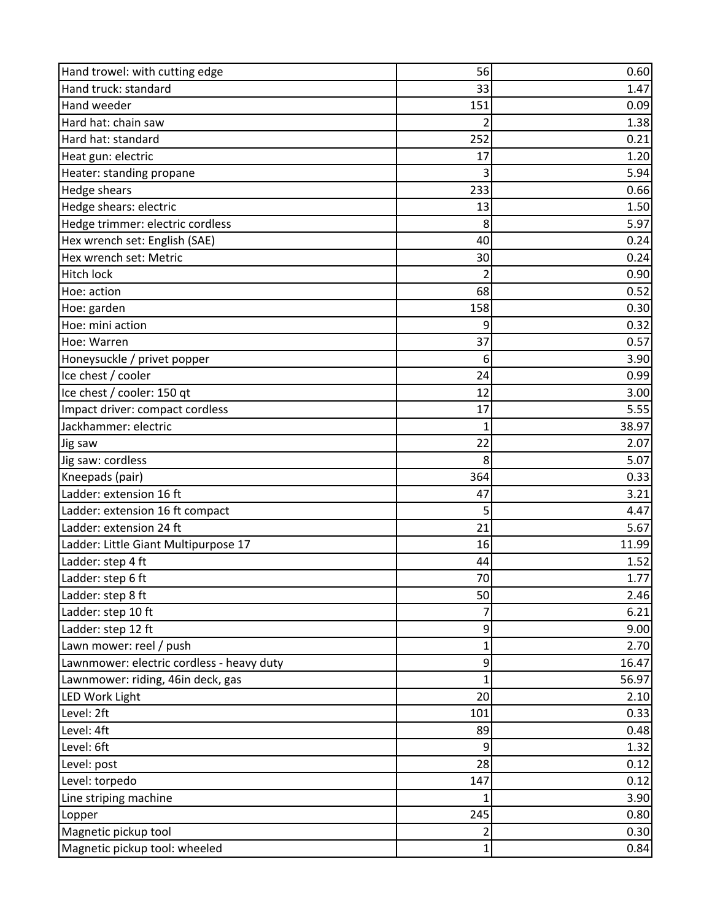| | | |
|---|---|---|
| Hand trowel: with cutting edge | 56 | 0.60 |
| Hand truck: standard | 33 | 1.47 |
| Hand weeder | 151 | 0.09 |
| Hard hat: chain saw | 2 | 1.38 |
| Hard hat: standard | 252 | 0.21 |
| Heat gun: electric | 17 | 1.20 |
| Heater: standing propane | 3 | 5.94 |
| Hedge shears | 233 | 0.66 |
| Hedge shears: electric | 13 | 1.50 |
| Hedge trimmer: electric cordless | 8 | 5.97 |
| Hex wrench set: English (SAE) | 40 | 0.24 |
| Hex wrench set: Metric | 30 | 0.24 |
| Hitch lock | 2 | 0.90 |
| Hoe: action | 68 | 0.52 |
| Hoe: garden | 158 | 0.30 |
| Hoe: mini action | 9 | 0.32 |
| Hoe: Warren | 37 | 0.57 |
| Honeysuckle / privet popper | 6 | 3.90 |
| Ice chest / cooler | 24 | 0.99 |
| Ice chest / cooler: 150 qt | 12 | 3.00 |
| Impact driver: compact cordless | 17 | 5.55 |
| Jackhammer: electric | 1 | 38.97 |
| Jig saw | 22 | 2.07 |
| Jig saw: cordless | 8 | 5.07 |
| Kneepads (pair) | 364 | 0.33 |
| Ladder: extension 16 ft | 47 | 3.21 |
| Ladder: extension 16 ft compact | 5 | 4.47 |
| Ladder: extension 24 ft | 21 | 5.67 |
| Ladder: Little Giant Multipurpose 17 | 16 | 11.99 |
| Ladder: step 4 ft | 44 | 1.52 |
| Ladder: step 6 ft | 70 | 1.77 |
| Ladder: step 8 ft | 50 | 2.46 |
| Ladder: step 10 ft | 7 | 6.21 |
| Ladder: step 12 ft | 9 | 9.00 |
| Lawn mower: reel / push | 1 | 2.70 |
| Lawnmower: electric cordless - heavy duty | 9 | 16.47 |
| Lawnmower: riding, 46in deck, gas | 1 | 56.97 |
| LED Work Light | 20 | 2.10 |
| Level: 2ft | 101 | 0.33 |
| Level: 4ft | 89 | 0.48 |
| Level: 6ft | 9 | 1.32 |
| Level: post | 28 | 0.12 |
| Level: torpedo | 147 | 0.12 |
| Line striping machine | 1 | 3.90 |
| Lopper | 245 | 0.80 |
| Magnetic pickup tool | 2 | 0.30 |
| Magnetic pickup tool: wheeled | 1 | 0.84 |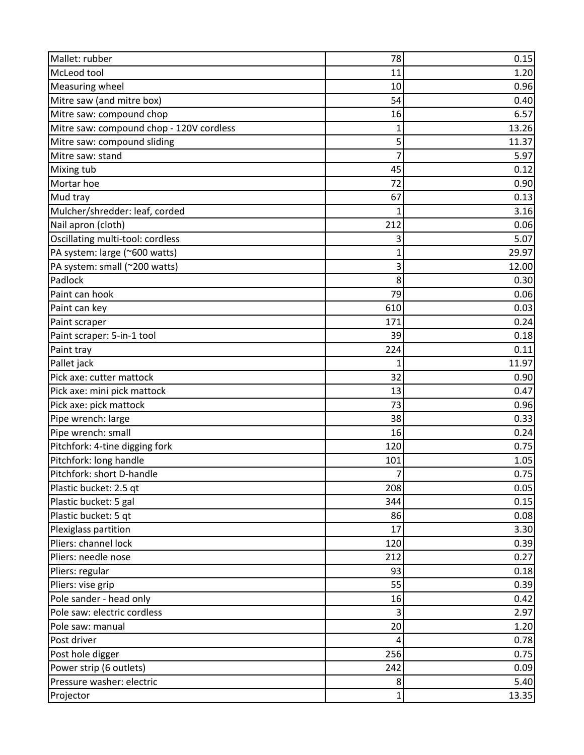| Mallet: rubber | 78 | 0.15 |
|---|---|---|
| McLeod tool | 11 | 1.20 |
| Measuring wheel | 10 | 0.96 |
| Mitre saw (and mitre box) | 54 | 0.40 |
| Mitre saw: compound chop | 16 | 6.57 |
| Mitre saw: compound chop - 120V cordless | 1 | 13.26 |
| Mitre saw: compound sliding | 5 | 11.37 |
| Mitre saw: stand | 7 | 5.97 |
| Mixing tub | 45 | 0.12 |
| Mortar hoe | 72 | 0.90 |
| Mud tray | 67 | 0.13 |
| Mulcher/shredder: leaf, corded | 1 | 3.16 |
| Nail apron (cloth) | 212 | 0.06 |
| Oscillating multi-tool: cordless | 3 | 5.07 |
| PA system: large (~600 watts) | 1 | 29.97 |
| PA system: small (~200 watts) | 3 | 12.00 |
| Padlock | 8 | 0.30 |
| Paint can hook | 79 | 0.06 |
| Paint can key | 610 | 0.03 |
| Paint scraper | 171 | 0.24 |
| Paint scraper: 5-in-1 tool | 39 | 0.18 |
| Paint tray | 224 | 0.11 |
| Pallet jack | 1 | 11.97 |
| Pick axe: cutter mattock | 32 | 0.90 |
| Pick axe: mini pick mattock | 13 | 0.47 |
| Pick axe: pick mattock | 73 | 0.96 |
| Pipe wrench: large | 38 | 0.33 |
| Pipe wrench: small | 16 | 0.24 |
| Pitchfork: 4-tine digging fork | 120 | 0.75 |
| Pitchfork: long handle | 101 | 1.05 |
| Pitchfork: short D-handle | 7 | 0.75 |
| Plastic bucket: 2.5 qt | 208 | 0.05 |
| Plastic bucket: 5 gal | 344 | 0.15 |
| Plastic bucket: 5 qt | 86 | 0.08 |
| Plexiglass partition | 17 | 3.30 |
| Pliers: channel lock | 120 | 0.39 |
| Pliers: needle nose | 212 | 0.27 |
| Pliers: regular | 93 | 0.18 |
| Pliers: vise grip | 55 | 0.39 |
| Pole sander - head only | 16 | 0.42 |
| Pole saw: electric cordless | 3 | 2.97 |
| Pole saw: manual | 20 | 1.20 |
| Post driver | 4 | 0.78 |
| Post hole digger | 256 | 0.75 |
| Power strip (6 outlets) | 242 | 0.09 |
| Pressure washer: electric | 8 | 5.40 |
| Projector | 1 | 13.35 |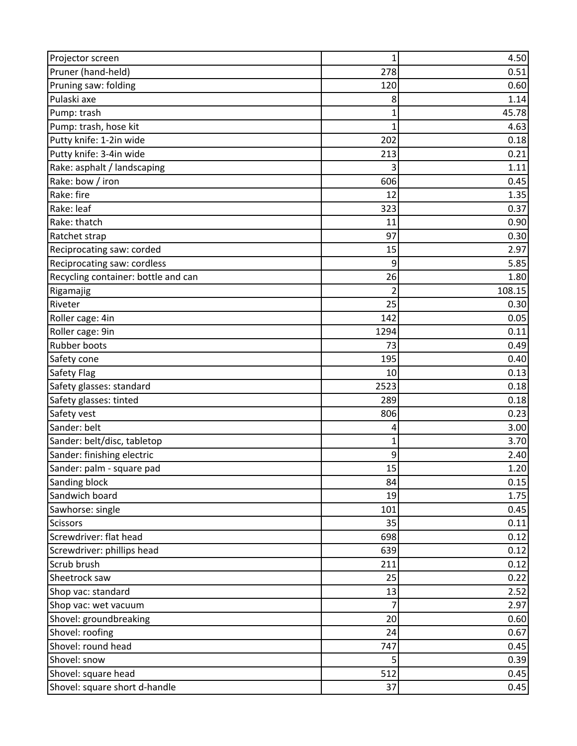| | | |
|---|---|---|
| Projector screen | 1 | 4.50 |
| Pruner (hand-held) | 278 | 0.51 |
| Pruning saw: folding | 120 | 0.60 |
| Pulaski axe | 8 | 1.14 |
| Pump: trash | 1 | 45.78 |
| Pump: trash, hose kit | 1 | 4.63 |
| Putty knife: 1-2in wide | 202 | 0.18 |
| Putty knife: 3-4in wide | 213 | 0.21 |
| Rake: asphalt / landscaping | 3 | 1.11 |
| Rake: bow / iron | 606 | 0.45 |
| Rake: fire | 12 | 1.35 |
| Rake: leaf | 323 | 0.37 |
| Rake: thatch | 11 | 0.90 |
| Ratchet strap | 97 | 0.30 |
| Reciprocating saw: corded | 15 | 2.97 |
| Reciprocating saw: cordless | 9 | 5.85 |
| Recycling container: bottle and can | 26 | 1.80 |
| Rigamajig | 2 | 108.15 |
| Riveter | 25 | 0.30 |
| Roller cage: 4in | 142 | 0.05 |
| Roller cage: 9in | 1294 | 0.11 |
| Rubber boots | 73 | 0.49 |
| Safety cone | 195 | 0.40 |
| Safety Flag | 10 | 0.13 |
| Safety glasses: standard | 2523 | 0.18 |
| Safety glasses: tinted | 289 | 0.18 |
| Safety vest | 806 | 0.23 |
| Sander: belt | 4 | 3.00 |
| Sander: belt/disc, tabletop | 1 | 3.70 |
| Sander: finishing electric | 9 | 2.40 |
| Sander: palm - square pad | 15 | 1.20 |
| Sanding block | 84 | 0.15 |
| Sandwich board | 19 | 1.75 |
| Sawhorse: single | 101 | 0.45 |
| Scissors | 35 | 0.11 |
| Screwdriver: flat head | 698 | 0.12 |
| Screwdriver: phillips head | 639 | 0.12 |
| Scrub brush | 211 | 0.12 |
| Sheetrock saw | 25 | 0.22 |
| Shop vac: standard | 13 | 2.52 |
| Shop vac: wet vacuum | 7 | 2.97 |
| Shovel: groundbreaking | 20 | 0.60 |
| Shovel: roofing | 24 | 0.67 |
| Shovel: round head | 747 | 0.45 |
| Shovel: snow | 5 | 0.39 |
| Shovel: square head | 512 | 0.45 |
| Shovel: square short d-handle | 37 | 0.45 |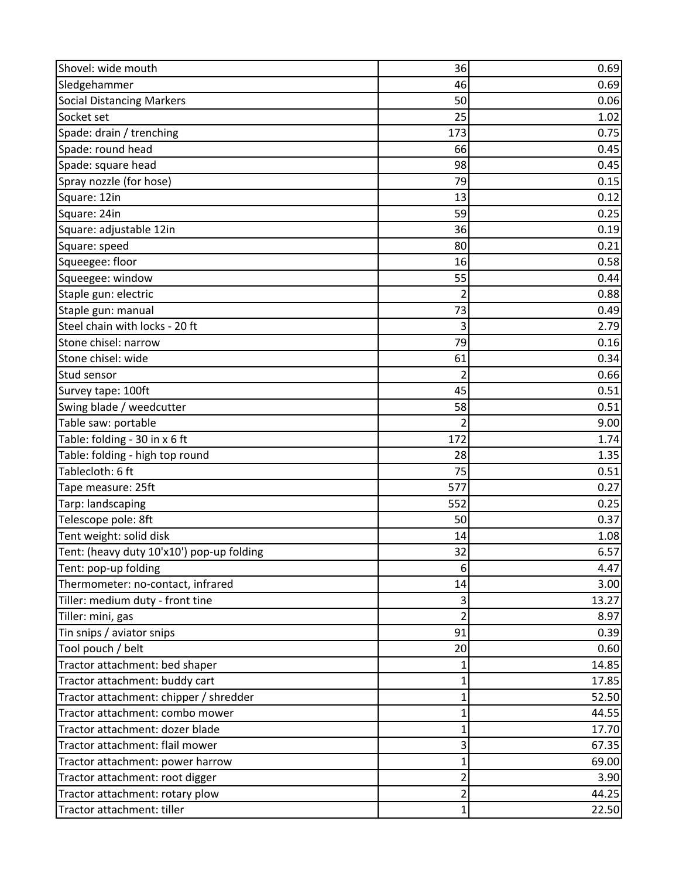| | | |
|---|---|---|
| Shovel: wide mouth | 36 | 0.69 |
| Sledgehammer | 46 | 0.69 |
| Social Distancing Markers | 50 | 0.06 |
| Socket set | 25 | 1.02 |
| Spade: drain / trenching | 173 | 0.75 |
| Spade: round head | 66 | 0.45 |
| Spade: square head | 98 | 0.45 |
| Spray nozzle (for hose) | 79 | 0.15 |
| Square: 12in | 13 | 0.12 |
| Square: 24in | 59 | 0.25 |
| Square: adjustable 12in | 36 | 0.19 |
| Square: speed | 80 | 0.21 |
| Squeegee: floor | 16 | 0.58 |
| Squeegee: window | 55 | 0.44 |
| Staple gun: electric | 2 | 0.88 |
| Staple gun: manual | 73 | 0.49 |
| Steel chain with locks - 20 ft | 3 | 2.79 |
| Stone chisel: narrow | 79 | 0.16 |
| Stone chisel: wide | 61 | 0.34 |
| Stud sensor | 2 | 0.66 |
| Survey tape: 100ft | 45 | 0.51 |
| Swing blade / weedcutter | 58 | 0.51 |
| Table saw: portable | 2 | 9.00 |
| Table: folding - 30 in x 6 ft | 172 | 1.74 |
| Table: folding - high top round | 28 | 1.35 |
| Tablecloth: 6 ft | 75 | 0.51 |
| Tape measure: 25ft | 577 | 0.27 |
| Tarp: landscaping | 552 | 0.25 |
| Telescope pole: 8ft | 50 | 0.37 |
| Tent weight: solid disk | 14 | 1.08 |
| Tent: (heavy duty 10'x10') pop-up folding | 32 | 6.57 |
| Tent: pop-up folding | 6 | 4.47 |
| Thermometer: no-contact, infrared | 14 | 3.00 |
| Tiller: medium duty - front tine | 3 | 13.27 |
| Tiller: mini, gas | 2 | 8.97 |
| Tin snips / aviator snips | 91 | 0.39 |
| Tool pouch / belt | 20 | 0.60 |
| Tractor attachment: bed shaper | 1 | 14.85 |
| Tractor attachment: buddy cart | 1 | 17.85 |
| Tractor attachment: chipper / shredder | 1 | 52.50 |
| Tractor attachment: combo mower | 1 | 44.55 |
| Tractor attachment: dozer blade | 1 | 17.70 |
| Tractor attachment: flail mower | 3 | 67.35 |
| Tractor attachment: power harrow | 1 | 69.00 |
| Tractor attachment: root digger | 2 | 3.90 |
| Tractor attachment: rotary plow | 2 | 44.25 |
| Tractor attachment: tiller | 1 | 22.50 |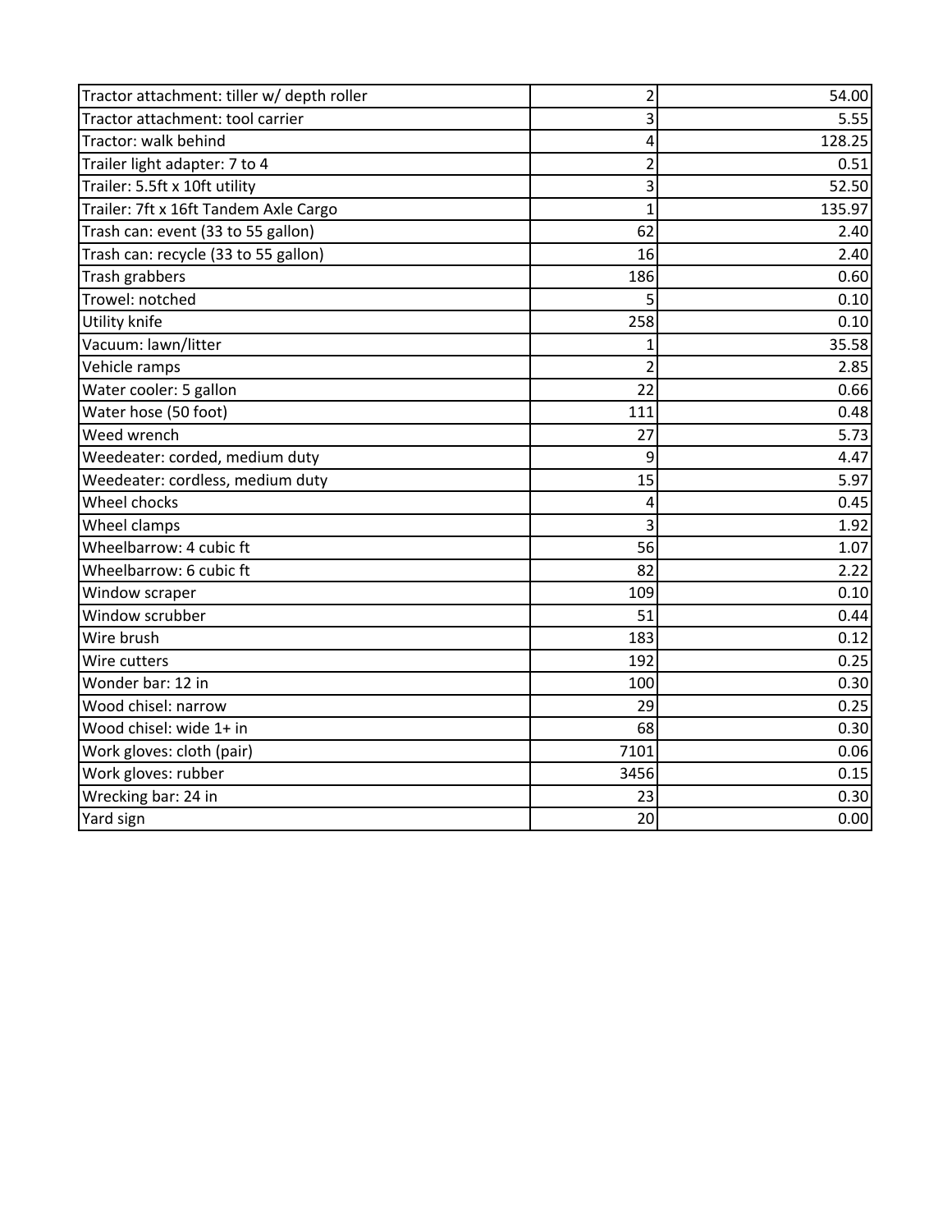| | | |
|---|---|---|
| Tractor attachment: tiller w/ depth roller | 2 | 54.00 |
| Tractor attachment: tool carrier | 3 | 5.55 |
| Tractor: walk behind | 4 | 128.25 |
| Trailer light adapter: 7 to 4 | 2 | 0.51 |
| Trailer: 5.5ft x 10ft utility | 3 | 52.50 |
| Trailer: 7ft x 16ft Tandem Axle Cargo | 1 | 135.97 |
| Trash can: event (33 to 55 gallon) | 62 | 2.40 |
| Trash can: recycle (33 to 55 gallon) | 16 | 2.40 |
| Trash grabbers | 186 | 0.60 |
| Trowel: notched | 5 | 0.10 |
| Utility knife | 258 | 0.10 |
| Vacuum: lawn/litter | 1 | 35.58 |
| Vehicle ramps | 2 | 2.85 |
| Water cooler: 5 gallon | 22 | 0.66 |
| Water hose (50 foot) | 111 | 0.48 |
| Weed wrench | 27 | 5.73 |
| Weedeater: corded, medium duty | 9 | 4.47 |
| Weedeater: cordless, medium duty | 15 | 5.97 |
| Wheel chocks | 4 | 0.45 |
| Wheel clamps | 3 | 1.92 |
| Wheelbarrow: 4 cubic ft | 56 | 1.07 |
| Wheelbarrow: 6 cubic ft | 82 | 2.22 |
| Window scraper | 109 | 0.10 |
| Window scrubber | 51 | 0.44 |
| Wire brush | 183 | 0.12 |
| Wire cutters | 192 | 0.25 |
| Wonder bar: 12 in | 100 | 0.30 |
| Wood chisel: narrow | 29 | 0.25 |
| Wood chisel: wide 1+ in | 68 | 0.30 |
| Work gloves: cloth (pair) | 7101 | 0.06 |
| Work gloves: rubber | 3456 | 0.15 |
| Wrecking bar: 24 in | 23 | 0.30 |
| Yard sign | 20 | 0.00 |